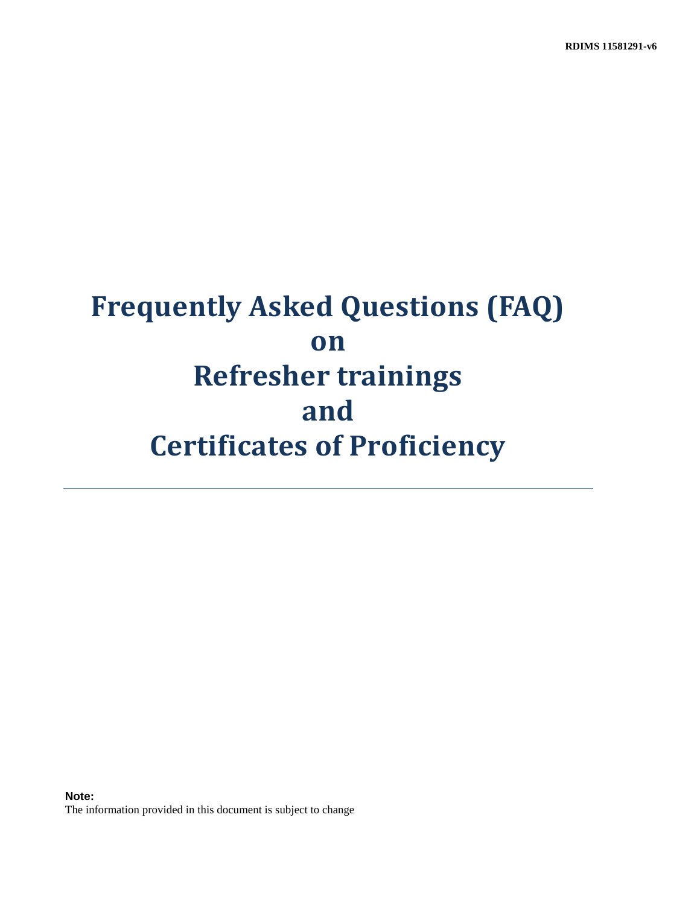RDIMS 11581291-v6

# Frequently Asked Questions (FAQ) on Refresher trainings and Certificates of Proficiency

---

**Note:**
The information provided in this document is subject to change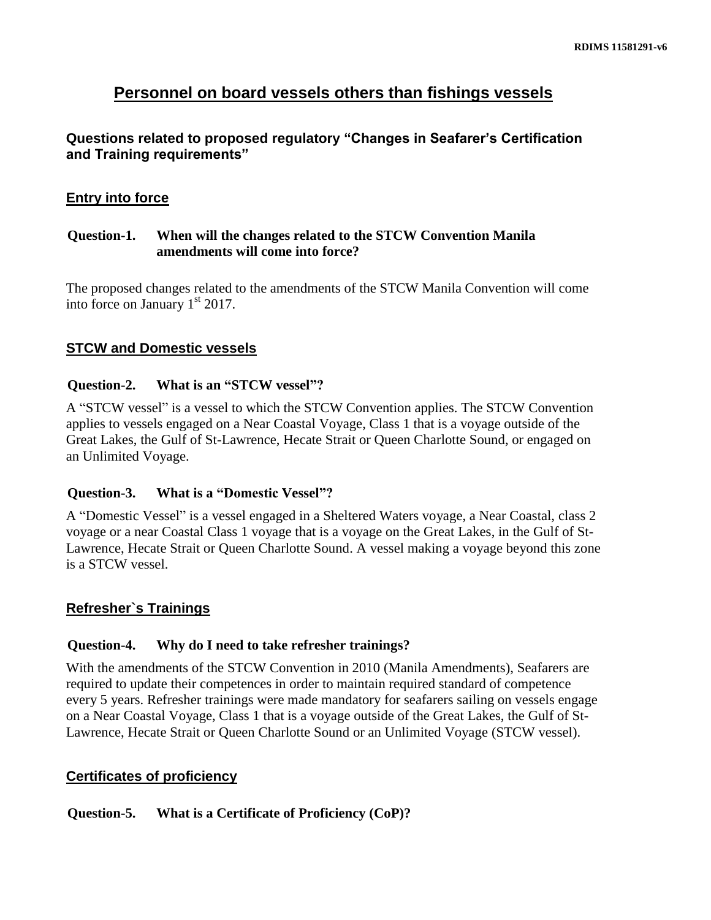# Personnel on board vessels others than fishings vessels

## Questions related to proposed regulatory "Changes in Seafarer's Certification and Training requirements"

### Entry into force

**Question-1. When will the changes related to the STCW Convention Manila amendments will come into force?**

The proposed changes related to the amendments of the STCW Manila Convention will come into force on January 1st 2017.

### STCW and Domestic vessels

**Question-2. What is an "STCW vessel"?**

A "STCW vessel" is a vessel to which the STCW Convention applies. The STCW Convention applies to vessels engaged on a Near Coastal Voyage, Class 1 that is a voyage outside of the Great Lakes, the Gulf of St-Lawrence, Hecate Strait or Queen Charlotte Sound, or engaged on an Unlimited Voyage.

**Question-3. What is a "Domestic Vessel"?**

A "Domestic Vessel" is a vessel engaged in a Sheltered Waters voyage, a Near Coastal, class 2 voyage or a near Coastal Class 1 voyage that is a voyage on the Great Lakes, in the Gulf of St-Lawrence, Hecate Strait or Queen Charlotte Sound. A vessel making a voyage beyond this zone is a STCW vessel.

### Refresher`s Trainings

**Question-4. Why do I need to take refresher trainings?**

With the amendments of the STCW Convention in 2010 (Manila Amendments), Seafarers are required to update their competences in order to maintain required standard of competence every 5 years. Refresher trainings were made mandatory for seafarers sailing on vessels engage on a Near Coastal Voyage, Class 1 that is a voyage outside of the Great Lakes, the Gulf of St-Lawrence, Hecate Strait or Queen Charlotte Sound or an Unlimited Voyage (STCW vessel).

### Certificates of proficiency

**Question-5. What is a Certificate of Proficiency (CoP)?**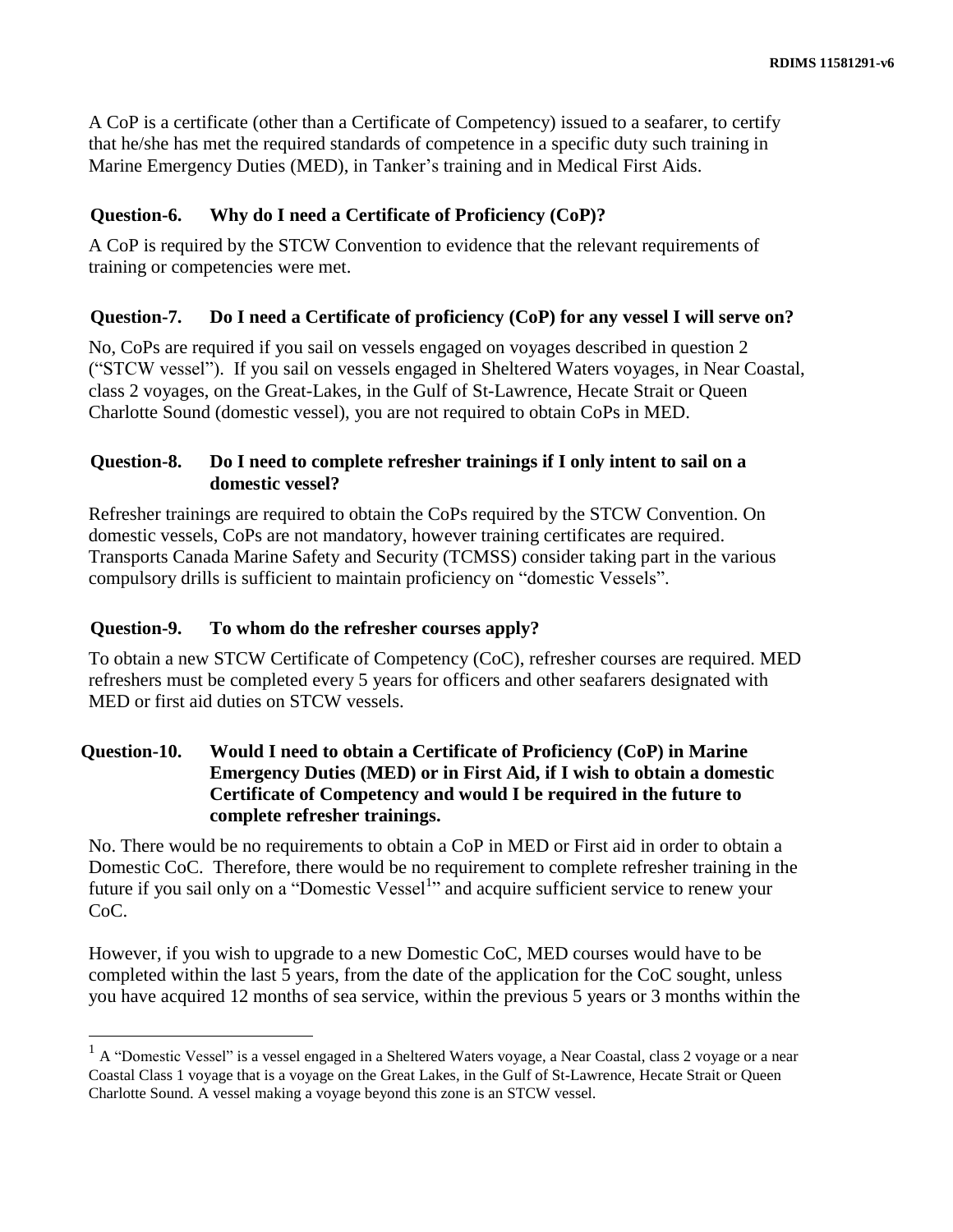A CoP is a certificate (other than a Certificate of Competency) issued to a seafarer, to certify that he/she has met the required standards of competence in a specific duty such training in Marine Emergency Duties (MED), in Tanker's training and in Medical First Aids.

### Question-6. Why do I need a Certificate of Proficiency (CoP)?

A CoP is required by the STCW Convention to evidence that the relevant requirements of training or competencies were met.

### Question-7. Do I need a Certificate of proficiency (CoP) for any vessel I will serve on?

No, CoPs are required if you sail on vessels engaged on voyages described in question 2 ("STCW vessel"). If you sail on vessels engaged in Sheltered Waters voyages, in Near Coastal, class 2 voyages, on the Great-Lakes, in the Gulf of St-Lawrence, Hecate Strait or Queen Charlotte Sound (domestic vessel), you are not required to obtain CoPs in MED.

### Question-8. Do I need to complete refresher trainings if I only intent to sail on a domestic vessel?

Refresher trainings are required to obtain the CoPs required by the STCW Convention. On domestic vessels, CoPs are not mandatory, however training certificates are required. Transports Canada Marine Safety and Security (TCMSS) consider taking part in the various compulsory drills is sufficient to maintain proficiency on "domestic Vessels".

### Question-9. To whom do the refresher courses apply?

To obtain a new STCW Certificate of Competency (CoC), refresher courses are required. MED refreshers must be completed every 5 years for officers and other seafarers designated with MED or first aid duties on STCW vessels.

### Question-10. Would I need to obtain a Certificate of Proficiency (CoP) in Marine Emergency Duties (MED) or in First Aid, if I wish to obtain a domestic Certificate of Competency and would I be required in the future to complete refresher trainings.

No. There would be no requirements to obtain a CoP in MED or First aid in order to obtain a Domestic CoC. Therefore, there would be no requirement to complete refresher training in the future if you sail only on a "Domestic Vessel[1]" and acquire sufficient service to renew your CoC.

However, if you wish to upgrade to a new Domestic CoC, MED courses would have to be completed within the last 5 years, from the date of the application for the CoC sought, unless you have acquired 12 months of sea service, within the previous 5 years or 3 months within the

---

[1] A "Domestic Vessel" is a vessel engaged in a Sheltered Waters voyage, a Near Coastal, class 2 voyage or a near Coastal Class 1 voyage that is a voyage on the Great Lakes, in the Gulf of St-Lawrence, Hecate Strait or Queen Charlotte Sound. A vessel making a voyage beyond this zone is an STCW vessel.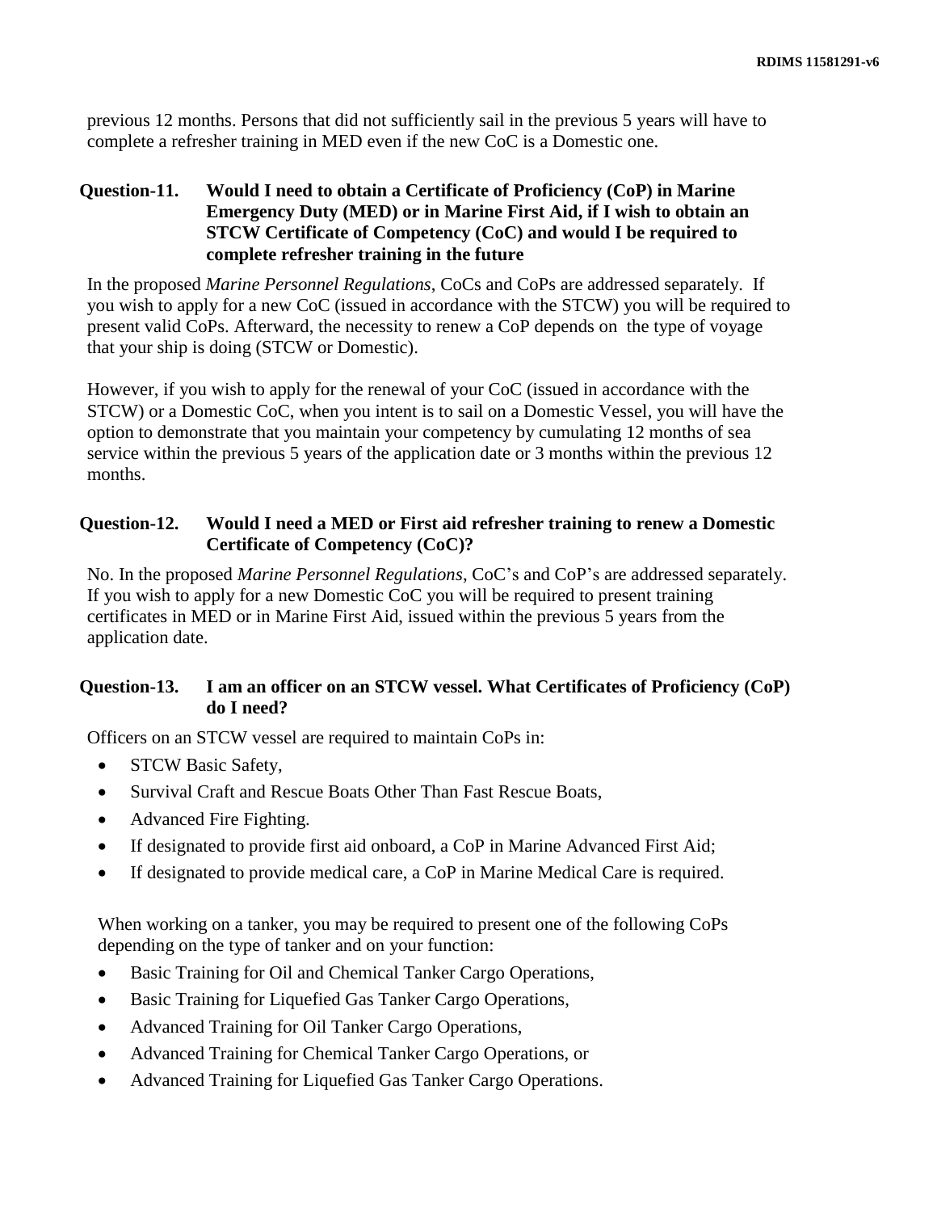previous 12 months. Persons that did not sufficiently sail in the previous 5 years will have to complete a refresher training in MED even if the new CoC is a Domestic one.

### Question-11. Would I need to obtain a Certificate of Proficiency (CoP) in Marine Emergency Duty (MED) or in Marine First Aid, if I wish to obtain an STCW Certificate of Competency (CoC) and would I be required to complete refresher training in the future

In the proposed *Marine Personnel Regulations*, CoCs and CoPs are addressed separately. If you wish to apply for a new CoC (issued in accordance with the STCW) you will be required to present valid CoPs. Afterward, the necessity to renew a CoP depends on the type of voyage that your ship is doing (STCW or Domestic).

However, if you wish to apply for the renewal of your CoC (issued in accordance with the STCW) or a Domestic CoC, when you intent is to sail on a Domestic Vessel, you will have the option to demonstrate that you maintain your competency by cumulating 12 months of sea service within the previous 5 years of the application date or 3 months within the previous 12 months.

### Question-12. Would I need a MED or First aid refresher training to renew a Domestic Certificate of Competency (CoC)?

No. In the proposed *Marine Personnel Regulations*, CoC's and CoP's are addressed separately. If you wish to apply for a new Domestic CoC you will be required to present training certificates in MED or in Marine First Aid, issued within the previous 5 years from the application date.

### Question-13. I am an officer on an STCW vessel. What Certificates of Proficiency (CoP) do I need?

Officers on an STCW vessel are required to maintain CoPs in:

- STCW Basic Safety,
- Survival Craft and Rescue Boats Other Than Fast Rescue Boats,
- Advanced Fire Fighting.
- If designated to provide first aid onboard, a CoP in Marine Advanced First Aid;
- If designated to provide medical care, a CoP in Marine Medical Care is required.

When working on a tanker, you may be required to present one of the following CoPs depending on the type of tanker and on your function:

- Basic Training for Oil and Chemical Tanker Cargo Operations,
- Basic Training for Liquefied Gas Tanker Cargo Operations,
- Advanced Training for Oil Tanker Cargo Operations,
- Advanced Training for Chemical Tanker Cargo Operations, or
- Advanced Training for Liquefied Gas Tanker Cargo Operations.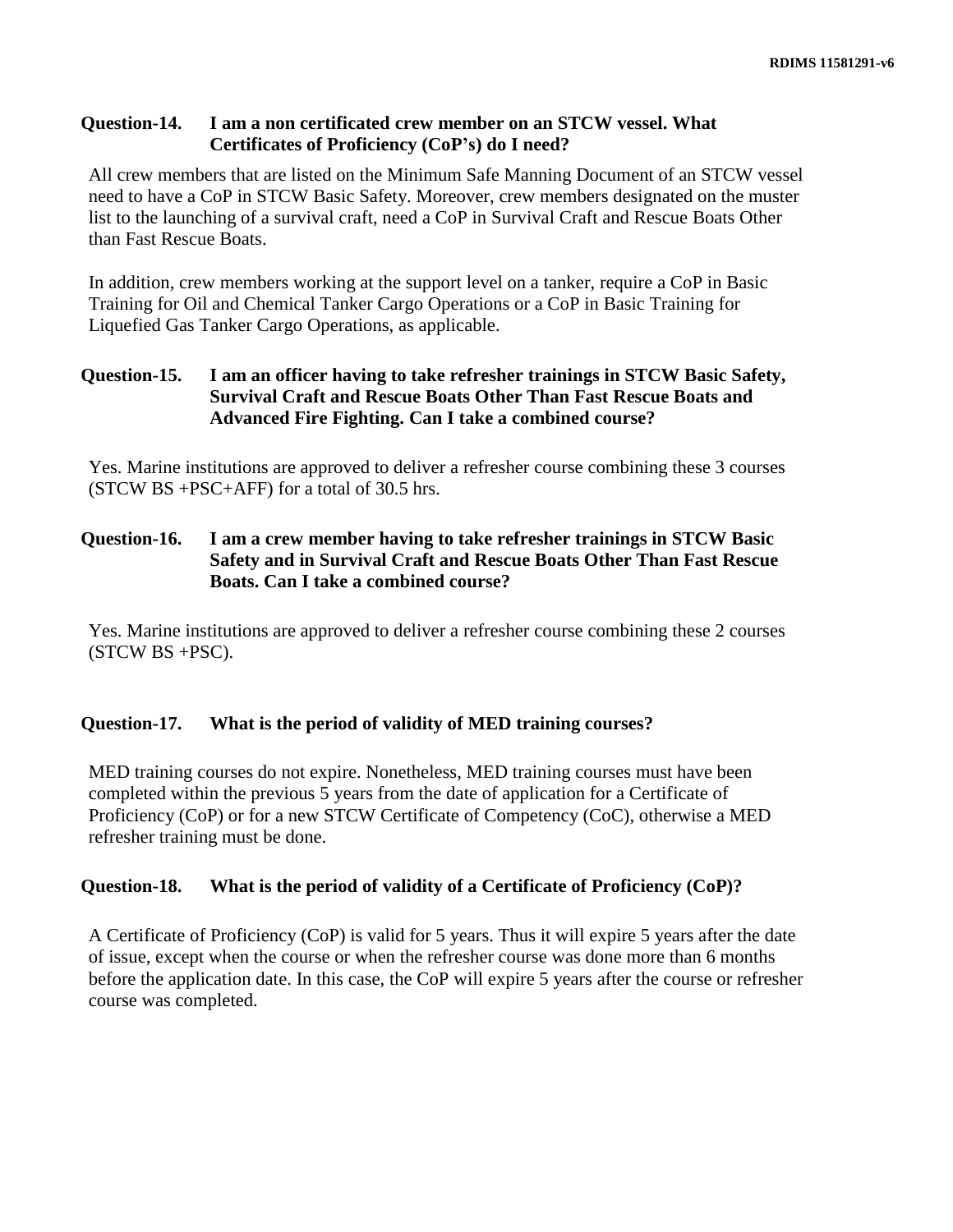### Question-14. I am a non certificated crew member on an STCW vessel. What Certificates of Proficiency (CoP's) do I need?

All crew members that are listed on the Minimum Safe Manning Document of an STCW vessel need to have a CoP in STCW Basic Safety. Moreover, crew members designated on the muster list to the launching of a survival craft, need a CoP in Survival Craft and Rescue Boats Other than Fast Rescue Boats.

In addition, crew members working at the support level on a tanker, require a CoP in Basic Training for Oil and Chemical Tanker Cargo Operations or a CoP in Basic Training for Liquefied Gas Tanker Cargo Operations, as applicable.

### Question-15. I am an officer having to take refresher trainings in STCW Basic Safety, Survival Craft and Rescue Boats Other Than Fast Rescue Boats and Advanced Fire Fighting. Can I take a combined course?

Yes. Marine institutions are approved to deliver a refresher course combining these 3 courses (STCW BS +PSC+AFF) for a total of 30.5 hrs.

### Question-16. I am a crew member having to take refresher trainings in STCW Basic Safety and in Survival Craft and Rescue Boats Other Than Fast Rescue Boats. Can I take a combined course?

Yes. Marine institutions are approved to deliver a refresher course combining these 2 courses (STCW BS +PSC).

### Question-17. What is the period of validity of MED training courses?

MED training courses do not expire. Nonetheless, MED training courses must have been completed within the previous 5 years from the date of application for a Certificate of Proficiency (CoP) or for a new STCW Certificate of Competency (CoC), otherwise a MED refresher training must be done.

### Question-18. What is the period of validity of a Certificate of Proficiency (CoP)?

A Certificate of Proficiency (CoP) is valid for 5 years. Thus it will expire 5 years after the date of issue, except when the course or when the refresher course was done more than 6 months before the application date. In this case, the CoP will expire 5 years after the course or refresher course was completed.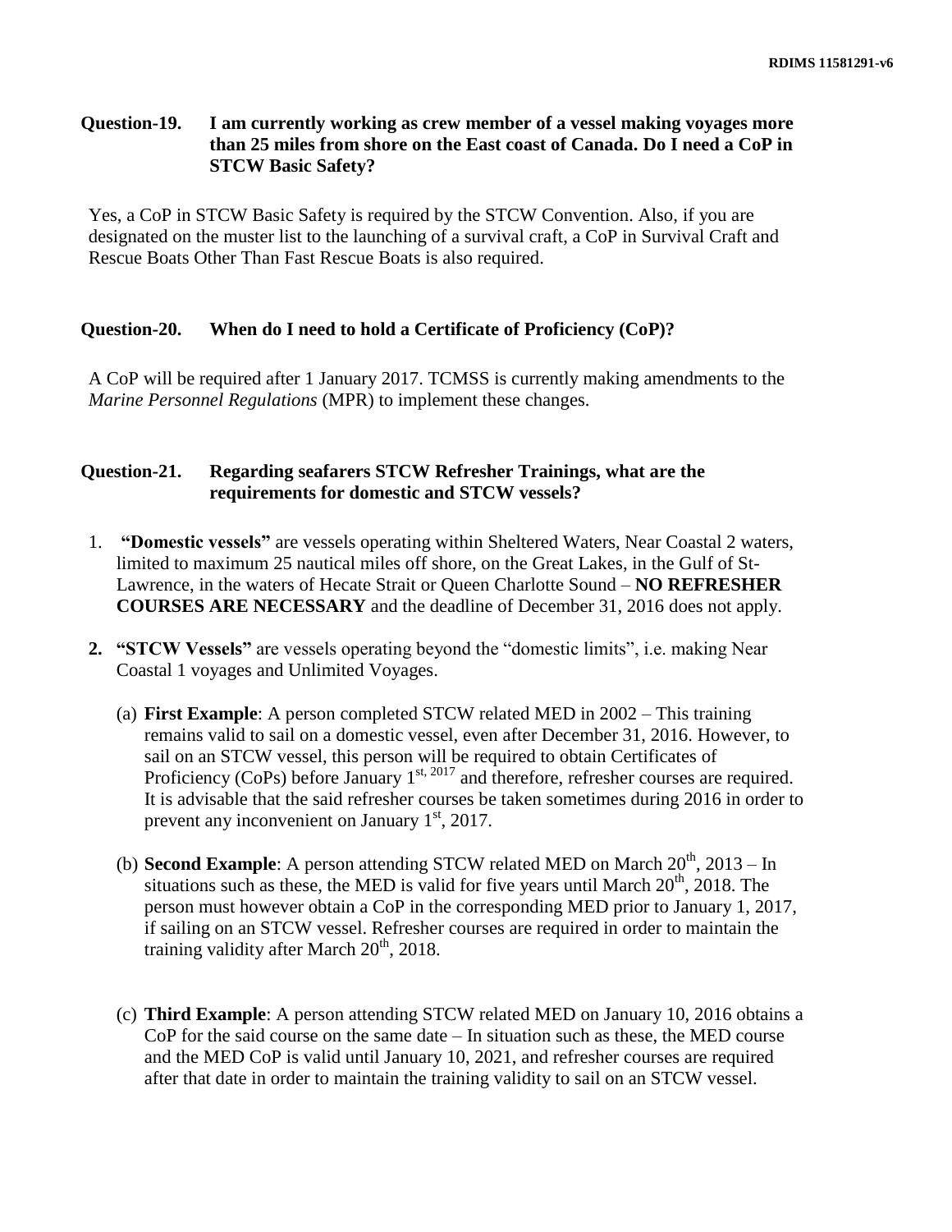**Question-19. I am currently working as crew member of a vessel making voyages more than 25 miles from shore on the East coast of Canada. Do I need a CoP in STCW Basic Safety?**

Yes, a CoP in STCW Basic Safety is required by the STCW Convention. Also, if you are designated on the muster list to the launching of a survival craft, a CoP in Survival Craft and Rescue Boats Other Than Fast Rescue Boats is also required.

**Question-20. When do I need to hold a Certificate of Proficiency (CoP)?**

A CoP will be required after 1 January 2017. TCMSS is currently making amendments to the *Marine Personnel Regulations* (MPR) to implement these changes.

**Question-21. Regarding seafarers STCW Refresher Trainings, what are the requirements for domestic and STCW vessels?**

1. **"Domestic vessels"** are vessels operating within Sheltered Waters, Near Coastal 2 waters, limited to maximum 25 nautical miles off shore, on the Great Lakes, in the Gulf of St-Lawrence, in the waters of Hecate Strait or Queen Charlotte Sound – **NO REFRESHER COURSES ARE NECESSARY** and the deadline of December 31, 2016 does not apply.

2. **"STCW Vessels"** are vessels operating beyond the "domestic limits", i.e. making Near Coastal 1 voyages and Unlimited Voyages.

   (a) **First Example**: A person completed STCW related MED in 2002 – This training remains valid to sail on a domestic vessel, even after December 31, 2016. However, to sail on an STCW vessel, this person will be required to obtain Certificates of Proficiency (CoPs) before January 1st, 2017 and therefore, refresher courses are required. It is advisable that the said refresher courses be taken sometimes during 2016 in order to prevent any inconvenient on January 1st, 2017.

   (b) **Second Example**: A person attending STCW related MED on March 20th, 2013 – In situations such as these, the MED is valid for five years until March 20th, 2018. The person must however obtain a CoP in the corresponding MED prior to January 1, 2017, if sailing on an STCW vessel. Refresher courses are required in order to maintain the training validity after March 20th, 2018.

   (c) **Third Example**: A person attending STCW related MED on January 10, 2016 obtains a CoP for the said course on the same date – In situation such as these, the MED course and the MED CoP is valid until January 10, 2021, and refresher courses are required after that date in order to maintain the training validity to sail on an STCW vessel.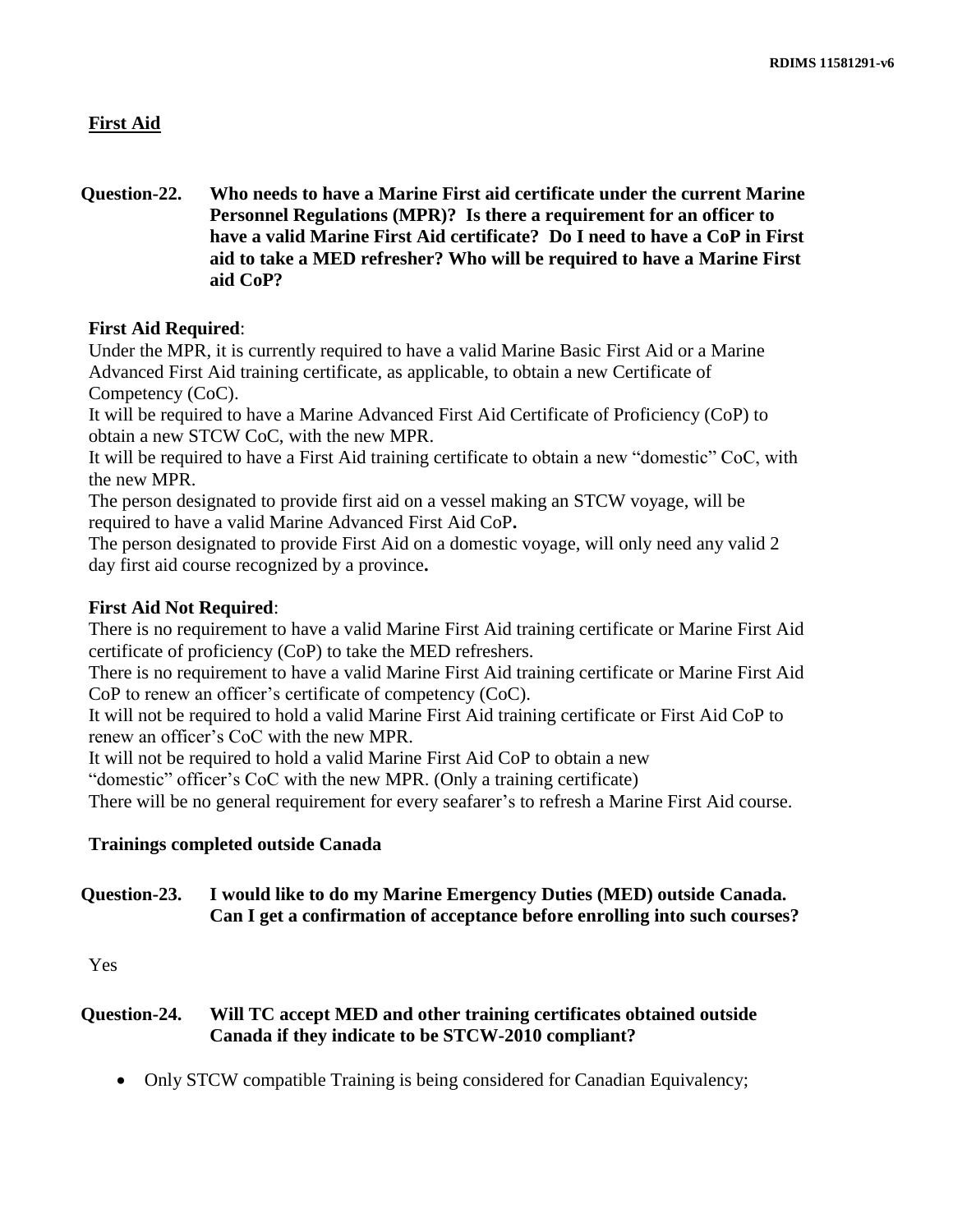## First Aid

**Question-22. Who needs to have a Marine First aid certificate under the current Marine Personnel Regulations (MPR)? Is there a requirement for an officer to have a valid Marine First Aid certificate? Do I need to have a CoP in First aid to take a MED refresher? Who will be required to have a Marine First aid CoP?**

**First Aid Required**:

Under the MPR, it is currently required to have a valid Marine Basic First Aid or a Marine Advanced First Aid training certificate, as applicable, to obtain a new Certificate of Competency (CoC).

It will be required to have a Marine Advanced First Aid Certificate of Proficiency (CoP) to obtain a new STCW CoC, with the new MPR.

It will be required to have a First Aid training certificate to obtain a new "domestic" CoC, with the new MPR.

The person designated to provide first aid on a vessel making an STCW voyage, will be required to have a valid Marine Advanced First Aid CoP**.**

The person designated to provide First Aid on a domestic voyage, will only need any valid 2 day first aid course recognized by a province**.**

**First Aid Not Required**:

There is no requirement to have a valid Marine First Aid training certificate or Marine First Aid certificate of proficiency (CoP) to take the MED refreshers.

There is no requirement to have a valid Marine First Aid training certificate or Marine First Aid CoP to renew an officer's certificate of competency (CoC).

It will not be required to hold a valid Marine First Aid training certificate or First Aid CoP to renew an officer's CoC with the new MPR.

It will not be required to hold a valid Marine First Aid CoP to obtain a new "domestic" officer's CoC with the new MPR. (Only a training certificate)

There will be no general requirement for every seafarer's to refresh a Marine First Aid course.

**Trainings completed outside Canada**

**Question-23. I would like to do my Marine Emergency Duties (MED) outside Canada. Can I get a confirmation of acceptance before enrolling into such courses?**

Yes

**Question-24. Will TC accept MED and other training certificates obtained outside Canada if they indicate to be STCW-2010 compliant?**

- Only STCW compatible Training is being considered for Canadian Equivalency;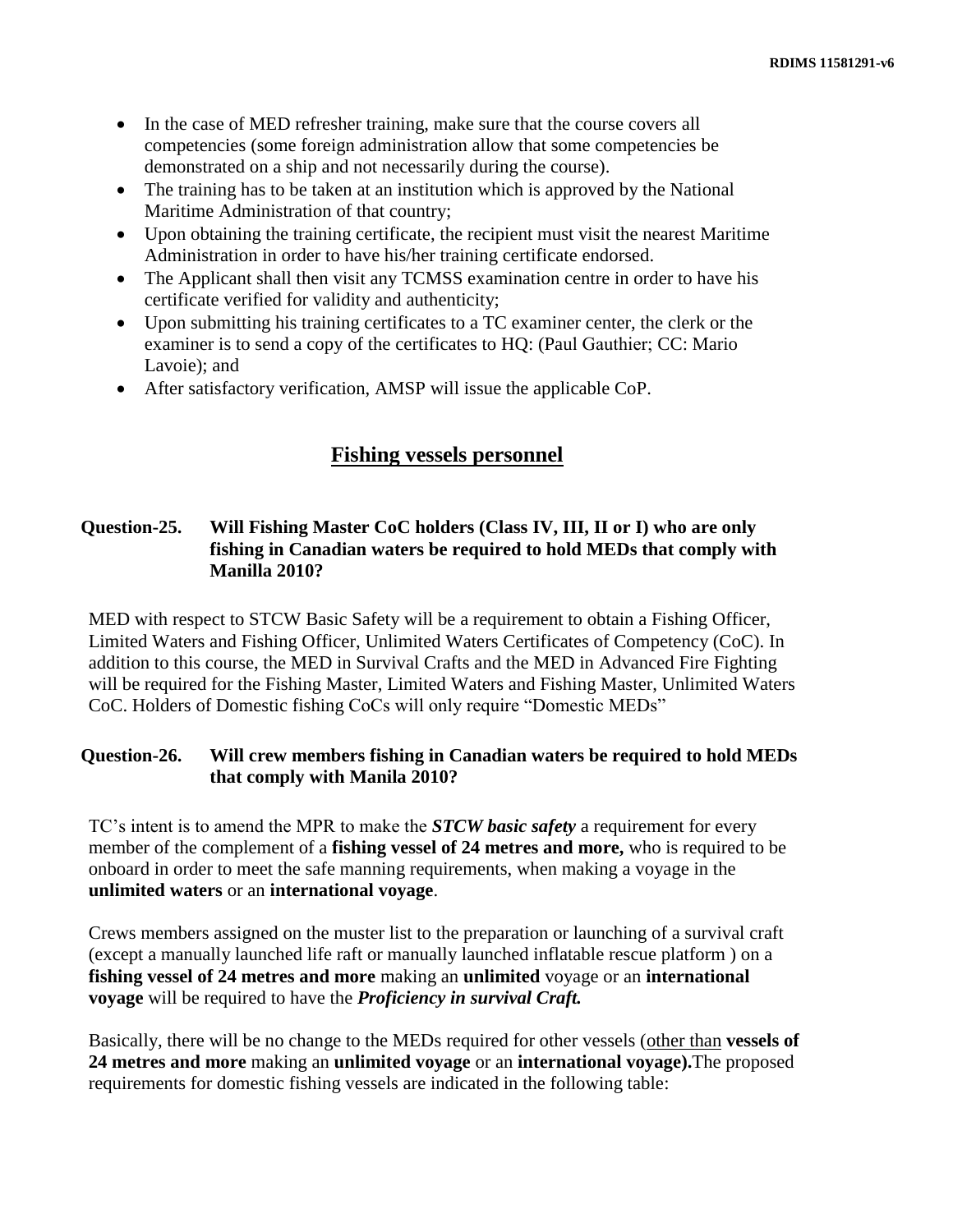- In the case of MED refresher training, make sure that the course covers all competencies (some foreign administration allow that some competencies be demonstrated on a ship and not necessarily during the course).
- The training has to be taken at an institution which is approved by the National Maritime Administration of that country;
- Upon obtaining the training certificate, the recipient must visit the nearest Maritime Administration in order to have his/her training certificate endorsed.
- The Applicant shall then visit any TCMSS examination centre in order to have his certificate verified for validity and authenticity;
- Upon submitting his training certificates to a TC examiner center, the clerk or the examiner is to send a copy of the certificates to HQ: (Paul Gauthier; CC: Mario Lavoie); and
- After satisfactory verification, AMSP will issue the applicable CoP.

## Fishing vessels personnel

### Question-25. Will Fishing Master CoC holders (Class IV, III, II or I) who are only fishing in Canadian waters be required to hold MEDs that comply with Manilla 2010?

MED with respect to STCW Basic Safety will be a requirement to obtain a Fishing Officer, Limited Waters and Fishing Officer, Unlimited Waters Certificates of Competency (CoC). In addition to this course, the MED in Survival Crafts and the MED in Advanced Fire Fighting will be required for the Fishing Master, Limited Waters and Fishing Master, Unlimited Waters CoC. Holders of Domestic fishing CoCs will only require "Domestic MEDs"

### Question-26. Will crew members fishing in Canadian waters be required to hold MEDs that comply with Manila 2010?

TC's intent is to amend the MPR to make the ***STCW basic safety*** a requirement for every member of the complement of a **fishing vessel of 24 metres and more,** who is required to be onboard in order to meet the safe manning requirements, when making a voyage in the **unlimited waters** or an **international voyage**.

Crews members assigned on the muster list to the preparation or launching of a survival craft (except a manually launched life raft or manually launched inflatable rescue platform ) on a **fishing vessel of 24 metres and more** making an **unlimited** voyage or an **international voyage** will be required to have the ***Proficiency in survival Craft.***

Basically, there will be no change to the MEDs required for other vessels (other than **vessels of 24 metres and more** making an **unlimited voyage** or an **international voyage).**The proposed requirements for domestic fishing vessels are indicated in the following table: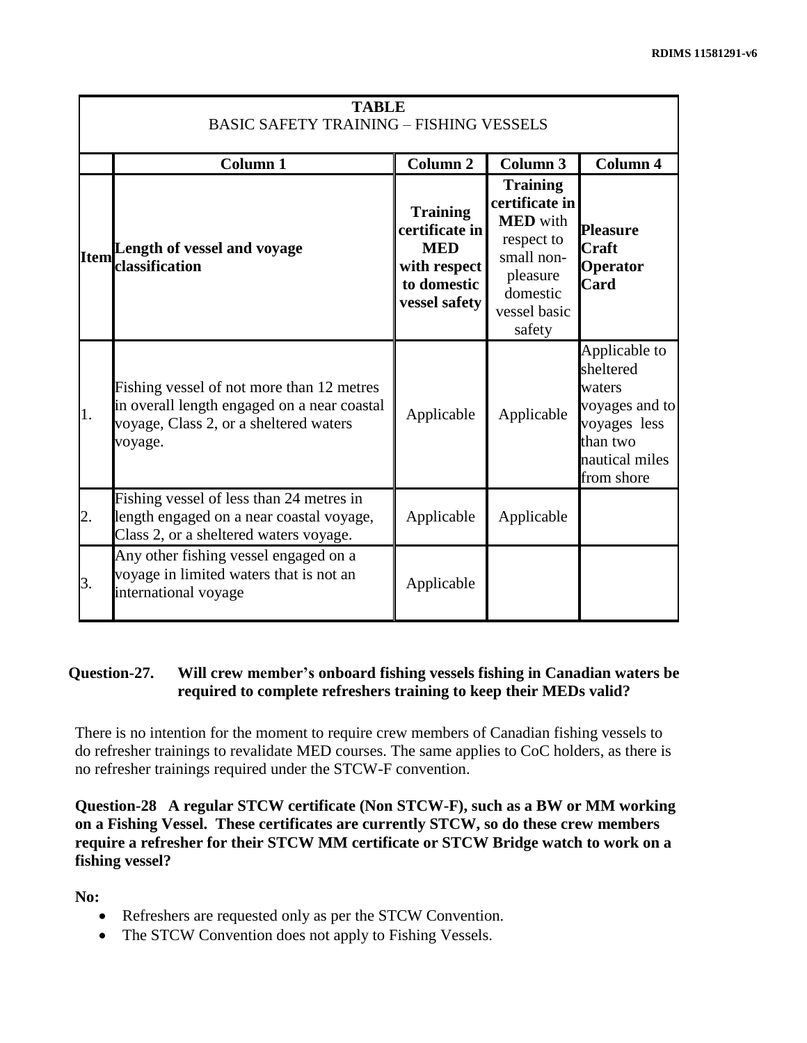**TABLE**
BASIC SAFETY TRAINING – FISHING VESSELS

| | Column 1 | Column 2 | Column 3 | Column 4 |
|---|---|---|---|---|
| **Item** | **Length of vessel and voyage classification** | **Training certificate in MED with respect to domestic vessel safety** | **Training certificate in MED** with respect to small non-pleasure domestic vessel basic safety | **Pleasure Craft Operator Card** |
| 1. | Fishing vessel of not more than 12 metres in overall length engaged on a near coastal voyage, Class 2, or a sheltered waters voyage. | Applicable | Applicable | Applicable to sheltered waters voyages and to voyages less than two nautical miles from shore |
| 2. | Fishing vessel of less than 24 metres in length engaged on a near coastal voyage, Class 2, or a sheltered waters voyage. | Applicable | Applicable | |
| 3. | Any other fishing vessel engaged on a voyage in limited waters that is not an international voyage | Applicable | | |

**Question-27. Will crew member's onboard fishing vessels fishing in Canadian waters be required to complete refreshers training to keep their MEDs valid?**

There is no intention for the moment to require crew members of Canadian fishing vessels to do refresher trainings to revalidate MED courses. The same applies to CoC holders, as there is no refresher trainings required under the STCW-F convention.

**Question-28 A regular STCW certificate (Non STCW-F), such as a BW or MM working on a Fishing Vessel. These certificates are currently STCW, so do these crew members require a refresher for their STCW MM certificate or STCW Bridge watch to work on a fishing vessel?**

**No:**

- Refreshers are requested only as per the STCW Convention.
- The STCW Convention does not apply to Fishing Vessels.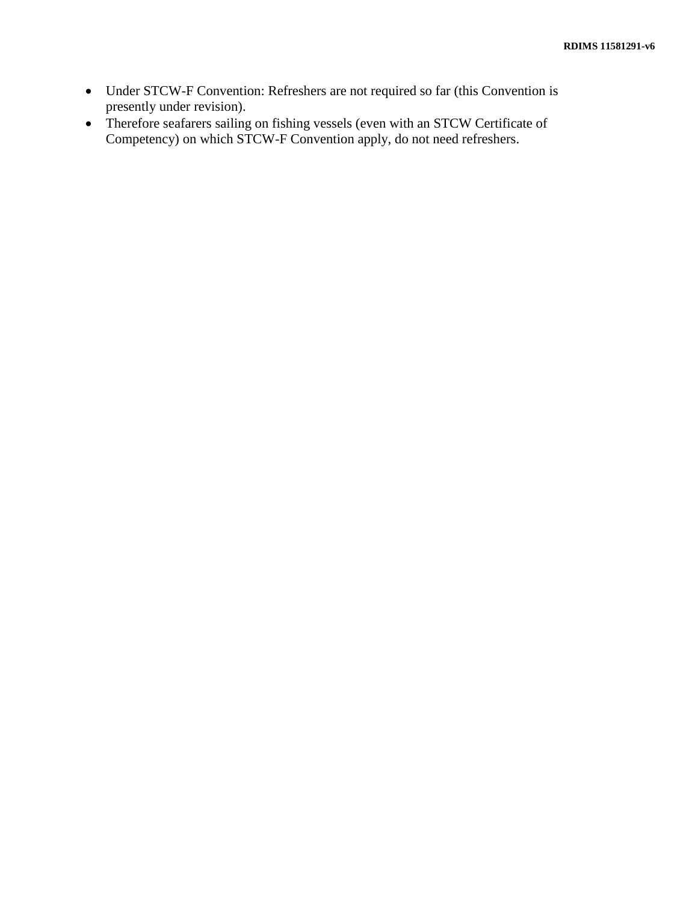- Under STCW-F Convention: Refreshers are not required so far (this Convention is presently under revision).
- Therefore seafarers sailing on fishing vessels (even with an STCW Certificate of Competency) on which STCW-F Convention apply, do not need refreshers.